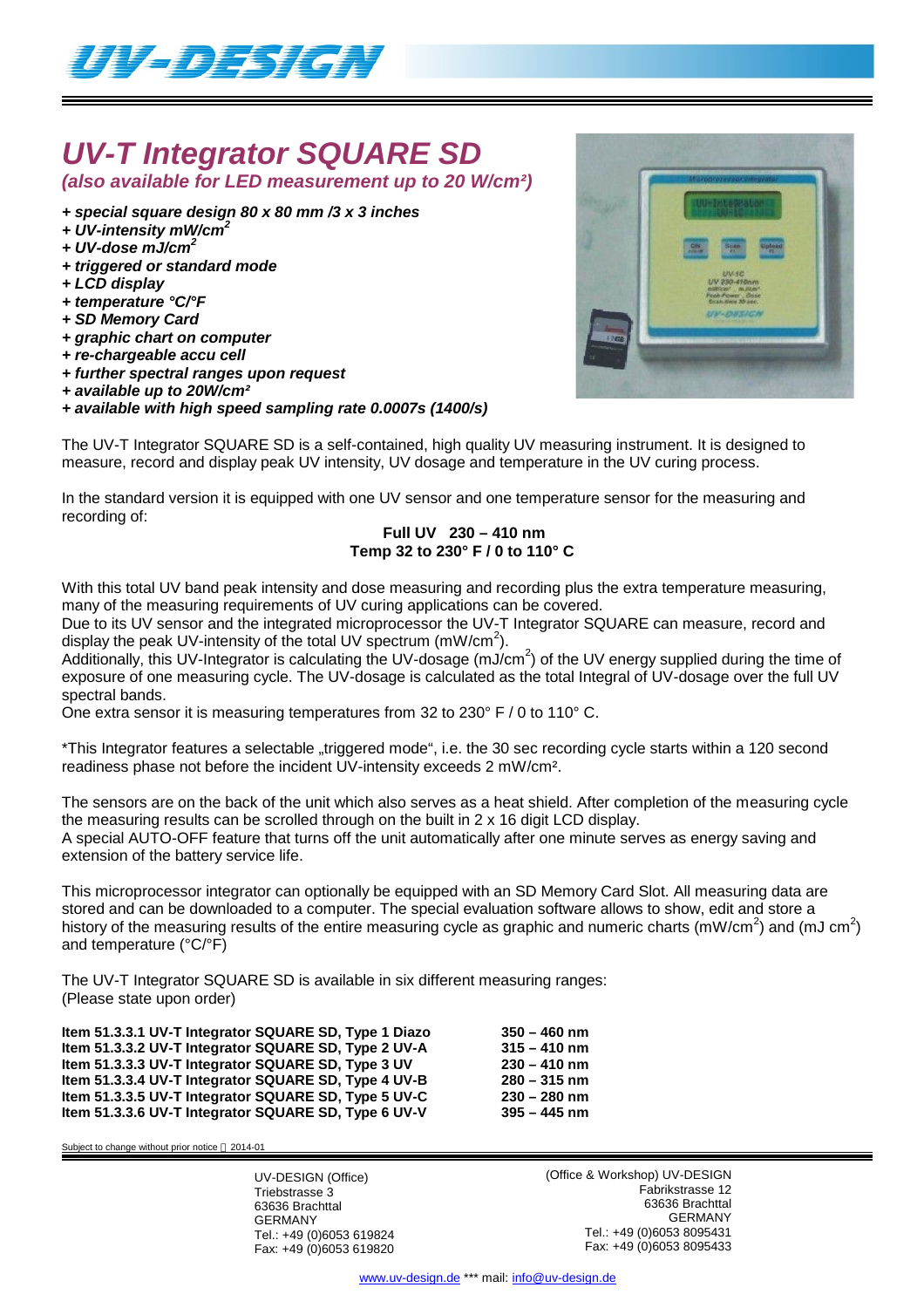# *UV-T Integrator SQUARE SD*

***(also available for LED measurement up to 20 W/cm²)***

- ***special square design 80 x 80 mm /3 x 3 inches***
- ***UV-intensity mW/cm²***
- ***UV-dose mJ/cm²***
- ***triggered or standard mode***
- ***LCD display***
- ***temperature °C/°F***
- ***SD Memory Card***
- ***graphic chart on computer***
- ***re-chargeable accu cell***
- ***further spectral ranges upon request***
- ***available up to 20W/cm²***
- ***available with high speed sampling rate 0.0007s (1400/s)***

The UV-T Integrator SQUARE SD is a self-contained, high quality UV measuring instrument. It is designed to measure, record and display peak UV intensity, UV dosage and temperature in the UV curing process.

In the standard version it is equipped with one UV sensor and one temperature sensor for the measuring and recording of:

**Full UV 230 – 410 nm**
**Temp 32 to 230° F / 0 to 110° C**

With this total UV band peak intensity and dose measuring and recording plus the extra temperature measuring, many of the measuring requirements of UV curing applications can be covered.
Due to its UV sensor and the integrated microprocessor the UV-T Integrator SQUARE can measure, record and display the peak UV-intensity of the total UV spectrum (mW/cm²).
Additionally, this UV-Integrator is calculating the UV-dosage (mJ/cm²) of the UV energy supplied during the time of exposure of one measuring cycle. The UV-dosage is calculated as the total Integral of UV-dosage over the full UV spectral bands.
One extra sensor it is measuring temperatures from 32 to 230° F / 0 to 110° C.

*This Integrator features a selectable „triggered mode“, i.e. the 30 sec recording cycle starts within a 120 second readiness phase not before the incident UV-intensity exceeds 2 mW/cm².

The sensors are on the back of the unit which also serves as a heat shield. After completion of the measuring cycle the measuring results can be scrolled through on the built in 2 x 16 digit LCD display.
A special AUTO-OFF feature that turns off the unit automatically after one minute serves as energy saving and extension of the battery service life.

This microprocessor integrator can optionally be equipped with an SD Memory Card Slot. All measuring data are stored and can be downloaded to a computer. The special evaluation software allows to show, edit and store a history of the measuring results of the entire measuring cycle as graphic and numeric charts (mW/cm²) and (mJ cm²) and temperature (°C/°F)

The UV-T Integrator SQUARE SD is available in six different measuring ranges:
(Please state upon order)

| | |
|---|---|
| **Item 51.3.3.1 UV-T Integrator SQUARE SD, Type 1 Diazo** | **350 – 460 nm** |
| **Item 51.3.3.2 UV-T Integrator SQUARE SD, Type 2 UV-A** | **315 – 410 nm** |
| **Item 51.3.3.3 UV-T Integrator SQUARE SD, Type 3 UV** | **230 – 410 nm** |
| **Item 51.3.3.4 UV-T Integrator SQUARE SD, Type 4 UV-B** | **280 – 315 nm** |
| **Item 51.3.3.5 UV-T Integrator SQUARE SD, Type 5 UV-C** | **230 – 280 nm** |
| **Item 51.3.3.6 UV-T Integrator SQUARE SD, Type 6 UV-V** | **395 – 445 nm** |

Subject to change without prior notice 2014-01

UV-DESIGN (Office)
Triebstrasse 3
63636 Brachttal
GERMANY
Tel.: +49 (0)6053 619824
Fax: +49 (0)6053 619820

(Office & Workshop) UV-DESIGN
Fabrikstrasse 12
63636 Brachttal
GERMANY
Tel.: +49 (0)6053 8095431
Fax: +49 (0)6053 8095433

www.uv-design.de *** mail: info@uv-design.de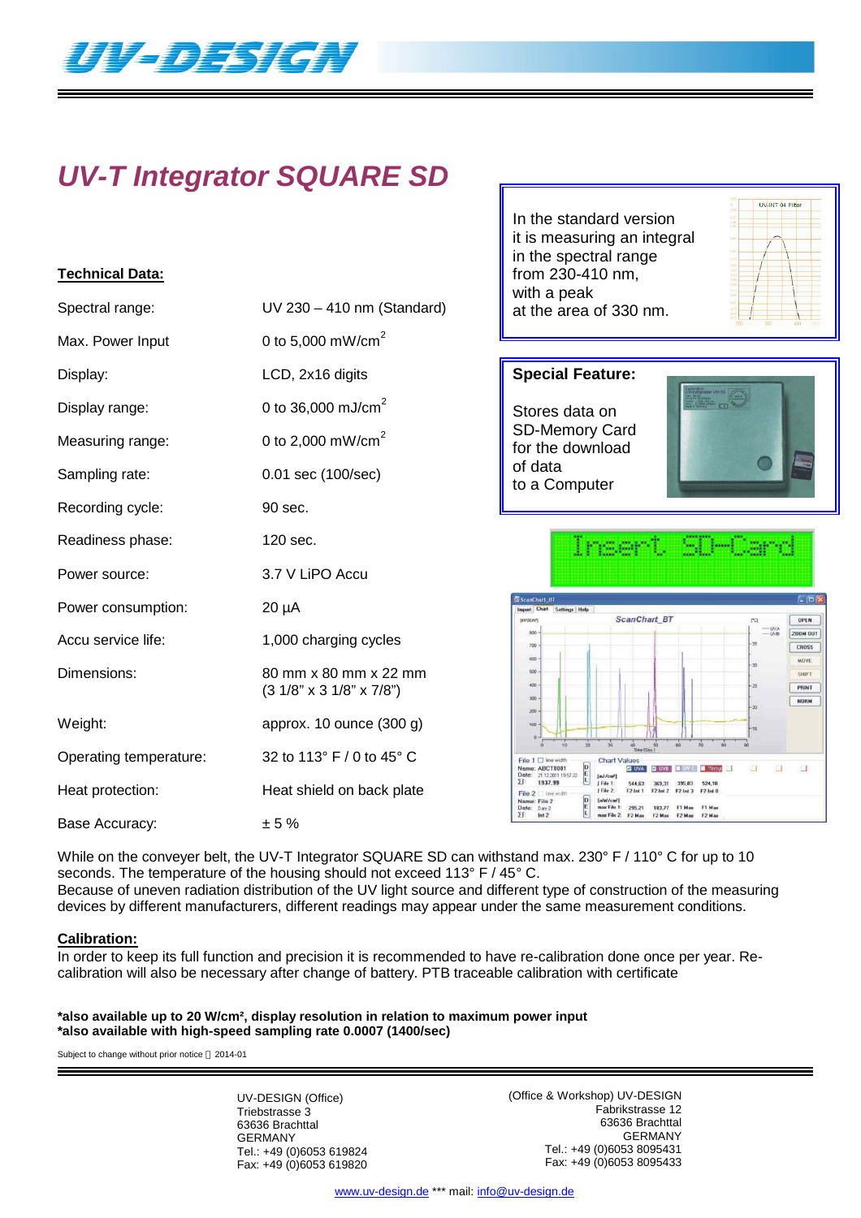# UV-T Integrator SQUARE SD

**Technical Data:**

| | |
|---|---|
| Spectral range: | UV 230 – 410 nm (Standard) |
| Max. Power Input | 0 to 5,000 mW/cm$^2$ |
| Display: | LCD, 2x16 digits |
| Display range: | 0 to 36,000 mJ/cm$^2$ |
| Measuring range: | 0 to 2,000 mW/cm$^2$ |
| Sampling rate: | 0.01 sec (100/sec) |
| Recording cycle: | 90 sec. |
| Readiness phase: | 120 sec. |
| Power source: | 3.7 V LiPO Accu |
| Power consumption: | 20 µA |
| Accu service life: | 1,000 charging cycles |
| Dimensions: | 80 mm x 80 mm x 22 mm (3 1/8" x 3 1/8" x 7/8") |
| Weight: | approx. 10 ounce (300 g) |
| Operating temperature: | 32 to 113° F / 0 to 45° C |
| Heat protection: | Heat shield on back plate |
| Base Accuracy: | ± 5 % |

In the standard version it is measuring an integral in the spectral range from 230-410 nm, with a peak at the area of 330 nm.

**Special Feature:**

Stores data on SD-Memory Card for the download of data to a Computer

While on the conveyer belt, the UV-T Integrator SQUARE SD can withstand max. 230° F / 110° C for up to 10 seconds. The temperature of the housing should not exceed 113° F / 45° C.
Because of uneven radiation distribution of the UV light source and different type of construction of the measuring devices by different manufacturers, different readings may appear under the same measurement conditions.

**Calibration:**

In order to keep its full function and precision it is recommended to have re-calibration done once per year. Re-calibration will also be necessary after change of battery. PTB traceable calibration with certificate

**\*also available up to 20 W/cm², display resolution in relation to maximum power input**
**\*also available with high-speed sampling rate 0.0007 (1400/sec)**

Subject to change without prior notice 2014-01

UV-DESIGN (Office)
Triebstrasse 3
63636 Brachttal
GERMANY
Tel.: +49 (0)6053 619824
Fax: +49 (0)6053 619820

(Office & Workshop) UV-DESIGN
Fabrikstrasse 12
63636 Brachttal
GERMANY
Tel.: +49 (0)6053 8095431
Fax: +49 (0)6053 8095433

www.uv-design.de *** mail: info@uv-design.de